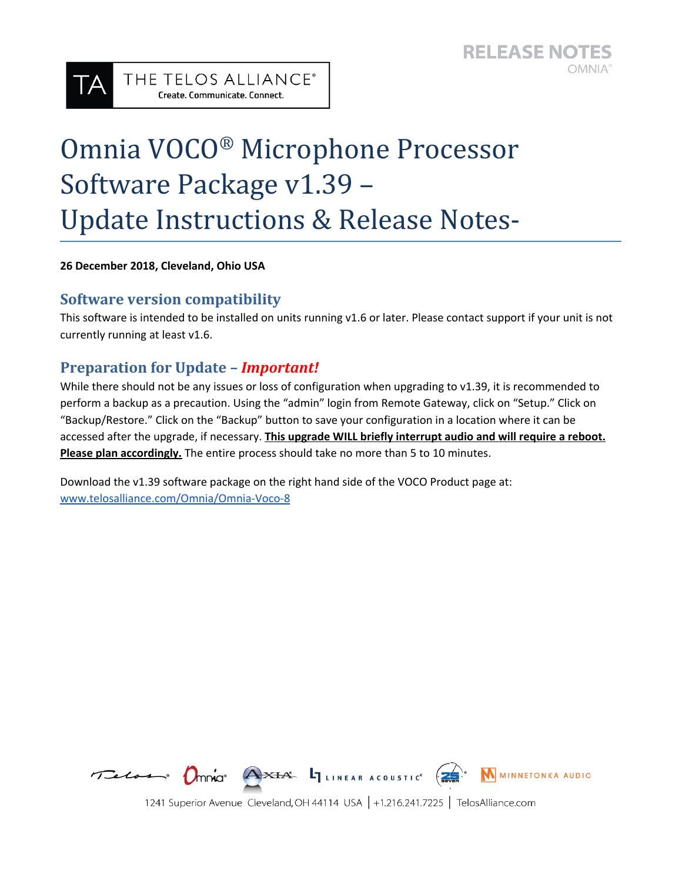# Omnia VOCO® Microphone Processor Software Package v1.39 – Update Instructions & Release Notes-

**26 December 2018, Cleveland, Ohio USA**

## Software version compatibility

This software is intended to be installed on units running v1.6 or later. Please contact support if your unit is not currently running at least v1.6.

## Preparation for Update – *Important!*

While there should not be any issues or loss of configuration when upgrading to v1.39, it is recommended to perform a backup as a precaution. Using the "admin" login from Remote Gateway, click on "Setup." Click on "Backup/Restore." Click on the "Backup" button to save your configuration in a location where it can be accessed after the upgrade, if necessary. **This upgrade WILL briefly interrupt audio and will require a reboot. Please plan accordingly.** The entire process should take no more than 5 to 10 minutes.

Download the v1.39 software package on the right hand side of the VOCO Product page at: [www.telosalliance.com/Omnia/Omnia-Voco-8](http://www.telosalliance.com/Omnia/Omnia-Voco-8)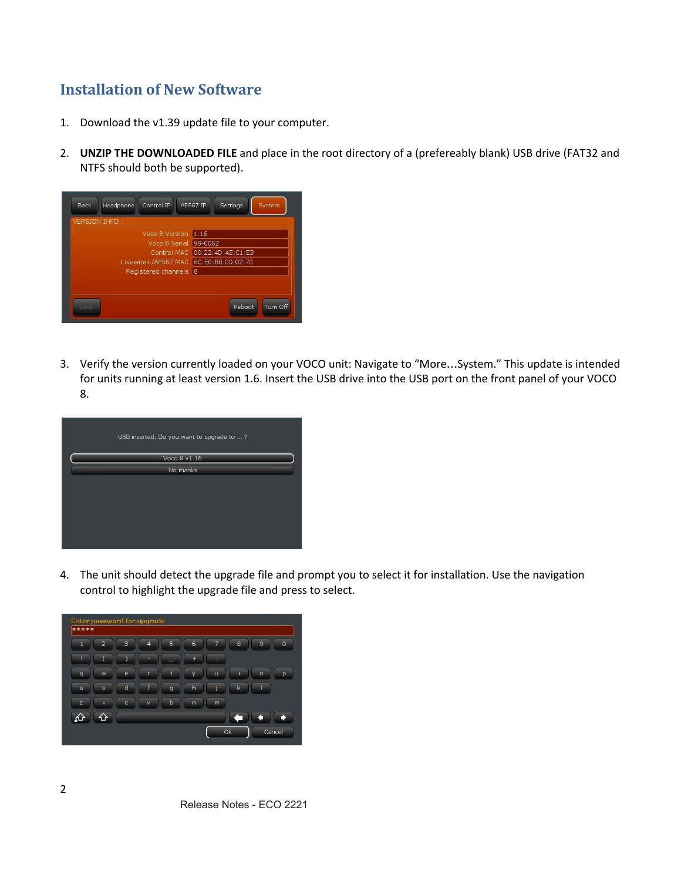## Installation of New Software

1. Download the v1.39 update file to your computer.

2. **UNZIP THE DOWNLOADED FILE** and place in the root directory of a (prefereably blank) USB drive (FAT32 and NTFS should both be supported).

3. Verify the version currently loaded on your VOCO unit: Navigate to "More…System." This update is intended for units running at least version 1.6. Insert the USB drive into the USB port on the front panel of your VOCO 8.

4. The unit should detect the upgrade file and prompt you to select it for installation. Use the navigation control to highlight the upgrade file and press to select.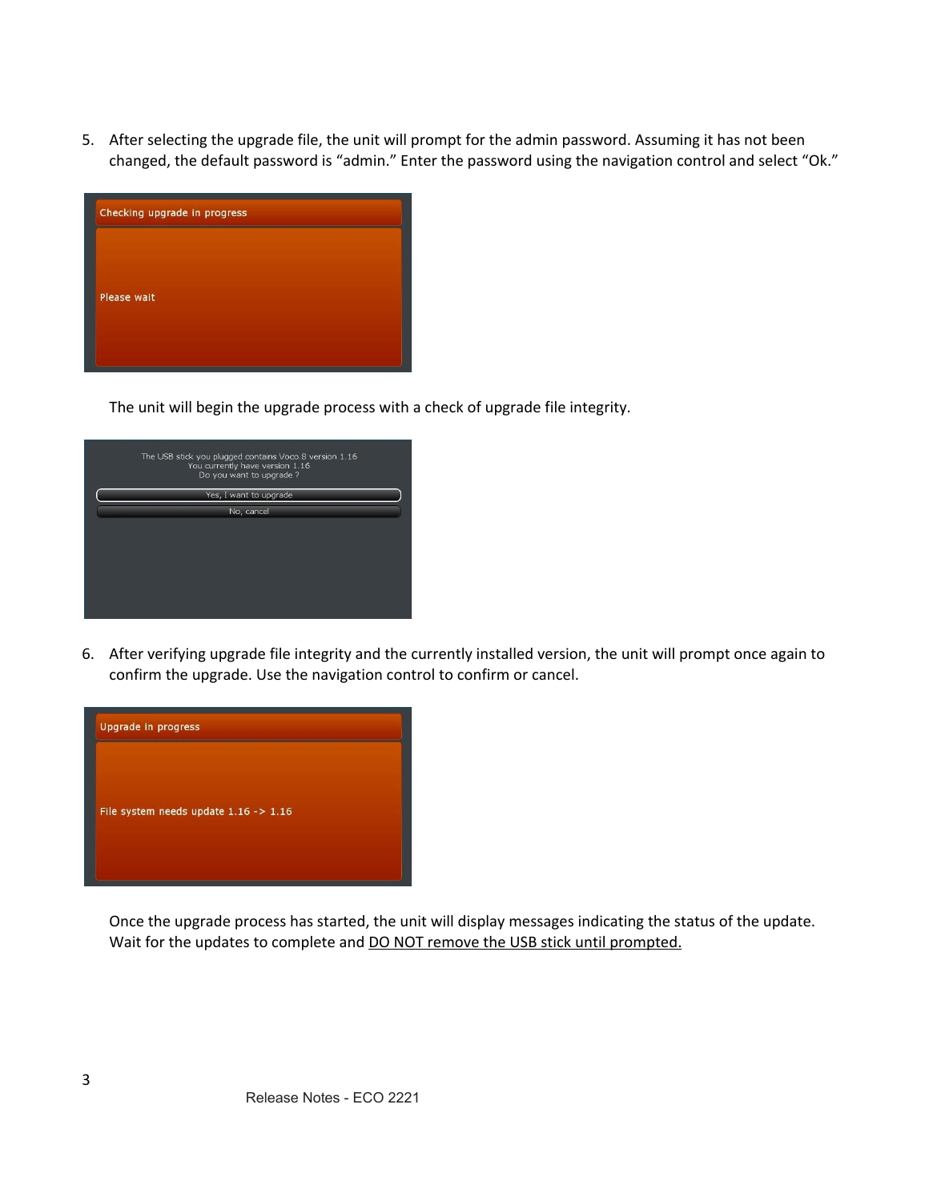5. After selecting the upgrade file, the unit will prompt for the admin password. Assuming it has not been changed, the default password is "admin." Enter the password using the navigation control and select "Ok."

   The unit will begin the upgrade process with a check of upgrade file integrity.

6. After verifying upgrade file integrity and the currently installed version, the unit will prompt once again to confirm the upgrade. Use the navigation control to confirm or cancel.

   Once the upgrade process has started, the unit will display messages indicating the status of the update. Wait for the updates to complete and DO NOT remove the USB stick until prompted.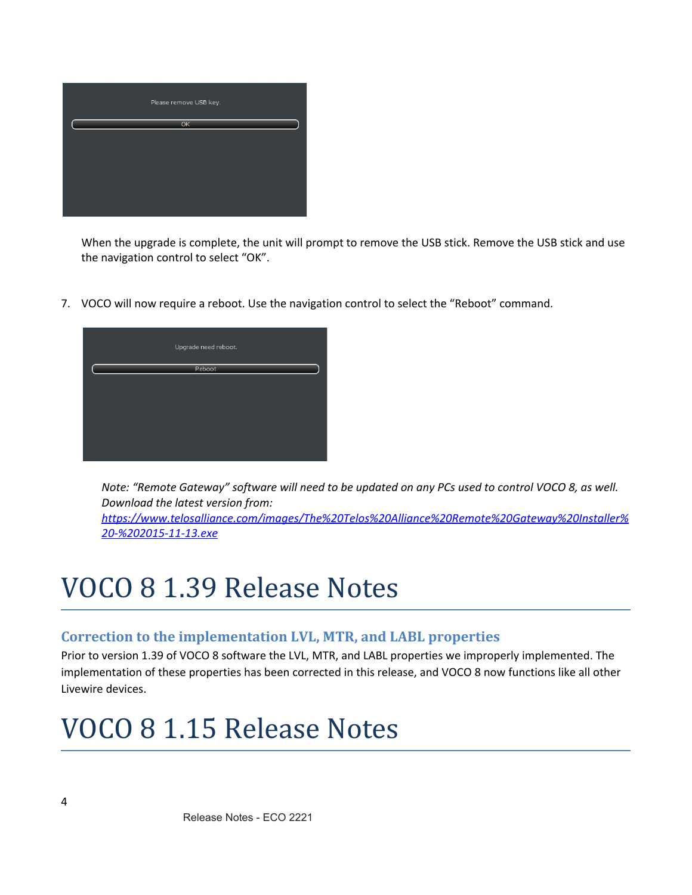When the upgrade is complete, the unit will prompt to remove the USB stick. Remove the USB stick and use the navigation control to select "OK".

7. VOCO will now require a reboot. Use the navigation control to select the "Reboot" command.

*Note: "Remote Gateway" software will need to be updated on any PCs used to control VOCO 8, as well. Download the latest version from: [https://www.telosalliance.com/images/The%20Telos%20Alliance%20Remote%20Gateway%20Installer%20-%202015-11-13.exe](https://www.telosalliance.com/images/The%20Telos%20Alliance%20Remote%20Gateway%20Installer%20-%202015-11-13.exe)*

# VOCO 8 1.39 Release Notes

## Correction to the implementation LVL, MTR, and LABL properties

Prior to version 1.39 of VOCO 8 software the LVL, MTR, and LABL properties we improperly implemented. The implementation of these properties has been corrected in this release, and VOCO 8 now functions like all other Livewire devices.

# VOCO 8 1.15 Release Notes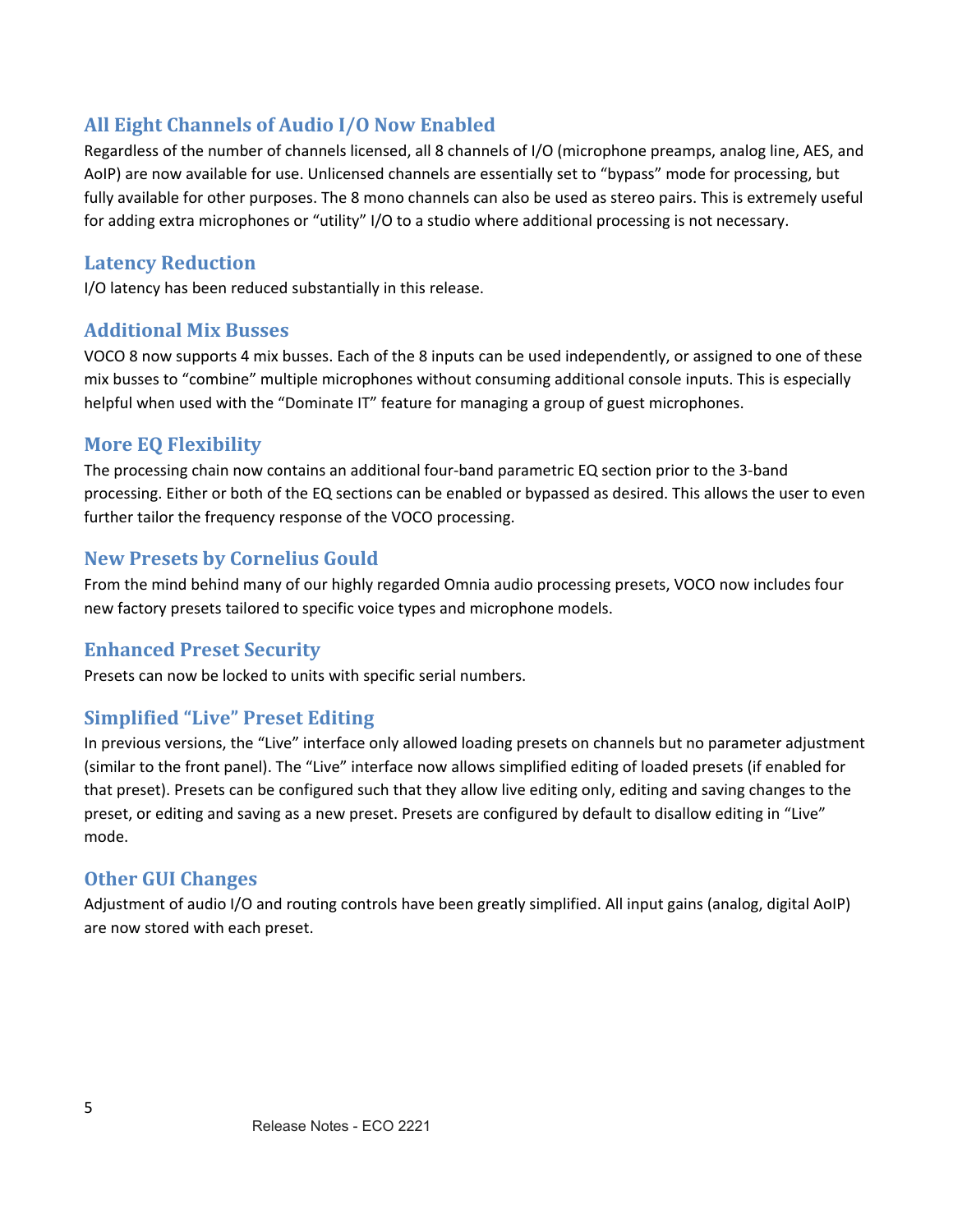## All Eight Channels of Audio I/O Now Enabled

Regardless of the number of channels licensed, all 8 channels of I/O (microphone preamps, analog line, AES, and AoIP) are now available for use. Unlicensed channels are essentially set to "bypass" mode for processing, but fully available for other purposes. The 8 mono channels can also be used as stereo pairs. This is extremely useful for adding extra microphones or "utility" I/O to a studio where additional processing is not necessary.

## Latency Reduction

I/O latency has been reduced substantially in this release.

## Additional Mix Busses

VOCO 8 now supports 4 mix busses. Each of the 8 inputs can be used independently, or assigned to one of these mix busses to "combine" multiple microphones without consuming additional console inputs. This is especially helpful when used with the "Dominate IT" feature for managing a group of guest microphones.

## More EQ Flexibility

The processing chain now contains an additional four-band parametric EQ section prior to the 3-band processing. Either or both of the EQ sections can be enabled or bypassed as desired. This allows the user to even further tailor the frequency response of the VOCO processing.

## New Presets by Cornelius Gould

From the mind behind many of our highly regarded Omnia audio processing presets, VOCO now includes four new factory presets tailored to specific voice types and microphone models.

## Enhanced Preset Security

Presets can now be locked to units with specific serial numbers.

## Simplified "Live" Preset Editing

In previous versions, the "Live" interface only allowed loading presets on channels but no parameter adjustment (similar to the front panel). The "Live" interface now allows simplified editing of loaded presets (if enabled for that preset). Presets can be configured such that they allow live editing only, editing and saving changes to the preset, or editing and saving as a new preset. Presets are configured by default to disallow editing in "Live" mode.

## Other GUI Changes

Adjustment of audio I/O and routing controls have been greatly simplified. All input gains (analog, digital AoIP) are now stored with each preset.